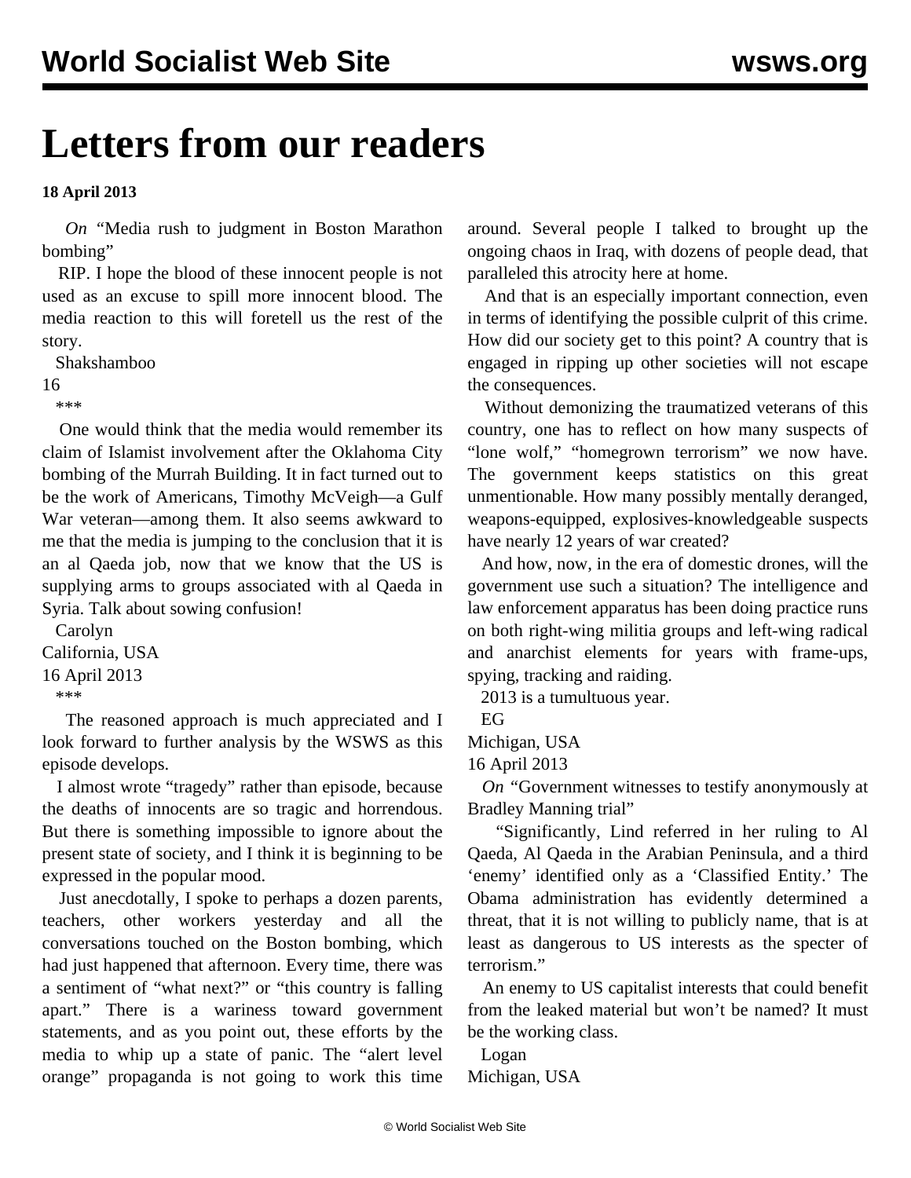# Letters from our readers

**18 April 2013**

*On* "Media rush to judgment in Boston Marathon bombing"

RIP. I hope the blood of these innocent people is not used as an excuse to spill more innocent blood. The media reaction to this will foretell us the rest of the story.

Shakshamboo
16

***

One would think that the media would remember its claim of Islamist involvement after the Oklahoma City bombing of the Murrah Building. It in fact turned out to be the work of Americans, Timothy McVeigh—a Gulf War veteran—among them. It also seems awkward to me that the media is jumping to the conclusion that it is an al Qaeda job, now that we know that the US is supplying arms to groups associated with al Qaeda in Syria. Talk about sowing confusion!

Carolyn
California, USA
16 April 2013

***

The reasoned approach is much appreciated and I look forward to further analysis by the WSWS as this episode develops.

I almost wrote "tragedy" rather than episode, because the deaths of innocents are so tragic and horrendous. But there is something impossible to ignore about the present state of society, and I think it is beginning to be expressed in the popular mood.

Just anecdotally, I spoke to perhaps a dozen parents, teachers, other workers yesterday and all the conversations touched on the Boston bombing, which had just happened that afternoon. Every time, there was a sentiment of "what next?" or "this country is falling apart." There is a wariness toward government statements, and as you point out, these efforts by the media to whip up a state of panic. The "alert level orange" propaganda is not going to work this time around. Several people I talked to brought up the ongoing chaos in Iraq, with dozens of people dead, that paralleled this atrocity here at home.

And that is an especially important connection, even in terms of identifying the possible culprit of this crime. How did our society get to this point? A country that is engaged in ripping up other societies will not escape the consequences.

Without demonizing the traumatized veterans of this country, one has to reflect on how many suspects of "lone wolf," "homegrown terrorism" we now have. The government keeps statistics on this great unmentionable. How many possibly mentally deranged, weapons-equipped, explosives-knowledgeable suspects have nearly 12 years of war created?

And how, now, in the era of domestic drones, will the government use such a situation? The intelligence and law enforcement apparatus has been doing practice runs on both right-wing militia groups and left-wing radical and anarchist elements for years with frame-ups, spying, tracking and raiding.

2013 is a tumultuous year.

EG
Michigan, USA
16 April 2013

*On* "Government witnesses to testify anonymously at Bradley Manning trial"

"Significantly, Lind referred in her ruling to Al Qaeda, Al Qaeda in the Arabian Peninsula, and a third 'enemy' identified only as a 'Classified Entity.' The Obama administration has evidently determined a threat, that it is not willing to publicly name, that is at least as dangerous to US interests as the specter of terrorism."

An enemy to US capitalist interests that could benefit from the leaked material but won't be named? It must be the working class.

Logan
Michigan, USA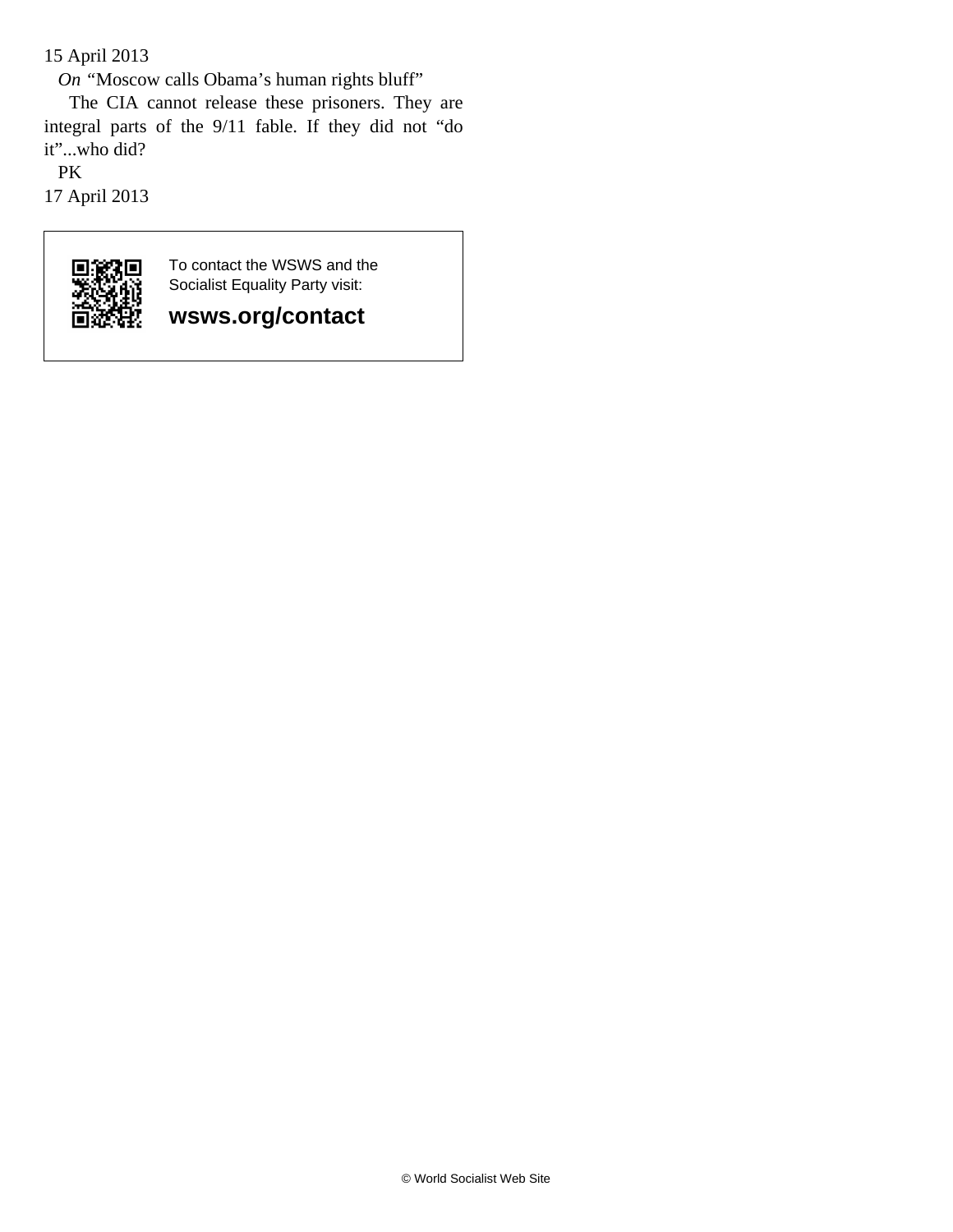15 April 2013

*On* "Moscow calls Obama's human rights bluff"

The CIA cannot release these prisoners. They are integral parts of the 9/11 fable. If they did not "do it"...who did?

PK

17 April 2013

To contact the WSWS and the Socialist Equality Party visit:

**wsws.org/contact**